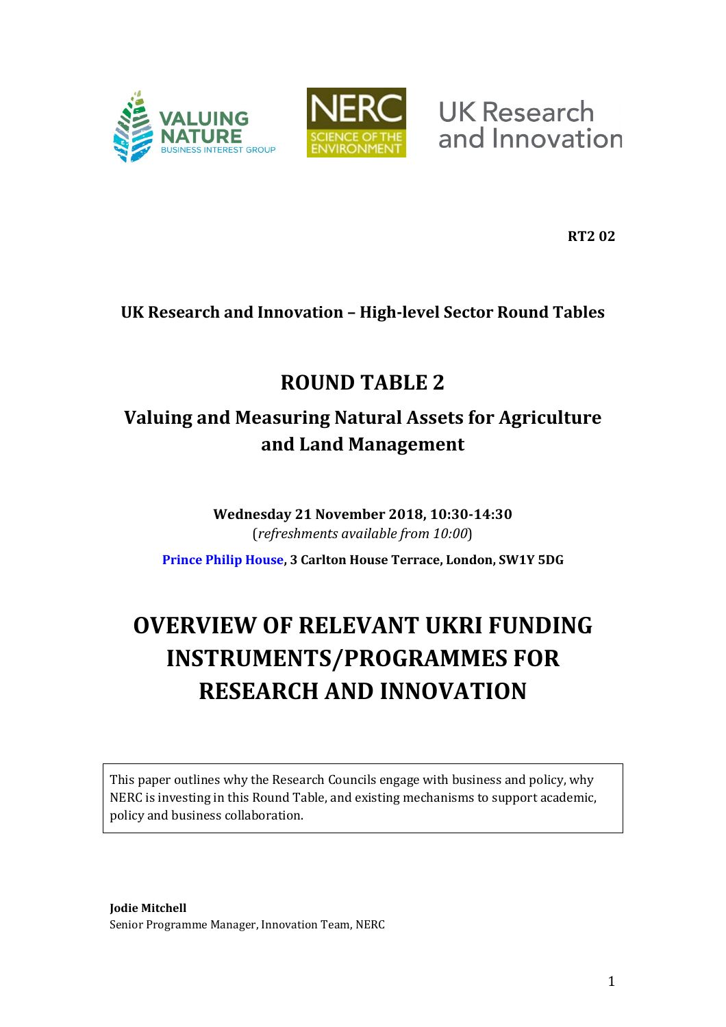VALUING NATURE BUSINESS INTEREST GROUP

NERC SCIENCE OF THE ENVIRONMENT

UK Research and Innovation

**RT2 02**

**UK Research and Innovation – High-level Sector Round Tables**

## ROUND TABLE 2

## Valuing and Measuring Natural Assets for Agriculture and Land Management

**Wednesday 21 November 2018, 10:30-14:30**
(*refreshments available from 10:00*)

**Prince Philip House, 3 Carlton House Terrace, London, SW1Y 5DG**

# OVERVIEW OF RELEVANT UKRI FUNDING INSTRUMENTS/PROGRAMMES FOR RESEARCH AND INNOVATION

This paper outlines why the Research Councils engage with business and policy, why NERC is investing in this Round Table, and existing mechanisms to support academic, policy and business collaboration.

**Jodie Mitchell**
Senior Programme Manager, Innovation Team, NERC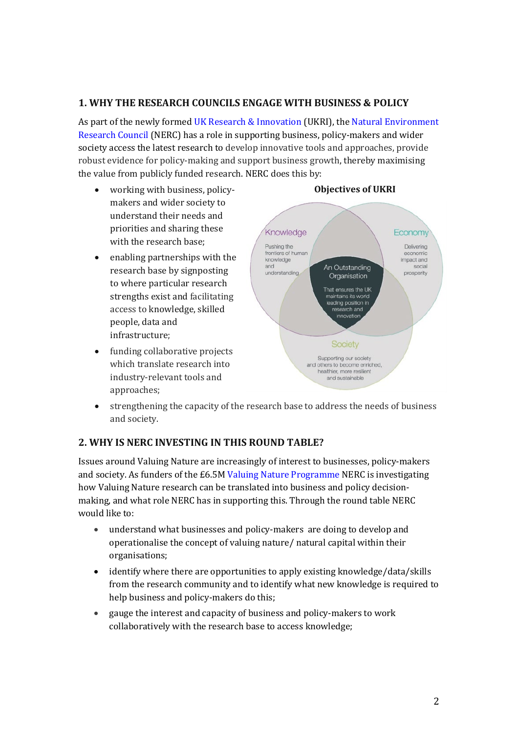## 1. WHY THE RESEARCH COUNCILS ENGAGE WITH BUSINESS & POLICY

As part of the newly formed UK Research & Innovation (UKRI), the Natural Environment Research Council (NERC) has a role in supporting business, policy-makers and wider society access the latest research to develop innovative tools and approaches, provide robust evidence for policy-making and support business growth, thereby maximising the value from publicly funded research. NERC does this by:

- working with business, policy-makers and wider society to understand their needs and priorities and sharing these with the research base;
- enabling partnerships with the research base by signposting to where particular research strengths exist and facilitating access to knowledge, skilled people, data and infrastructure;
- funding collaborative projects which translate research into industry-relevant tools and approaches;
- strengthening the capacity of the research base to address the needs of business and society.

**Objectives of UKRI**

Knowledge — Pushing the frontiers of human knowledge and understanding

Economy — Delivering economic impact and social prosperity

Society — Supporting our society and others to become enriched, healthier, more resilient and sustainable

An Outstanding Organisation — That ensures the UK maintains its world leading position in research and innovation

## 2. WHY IS NERC INVESTING IN THIS ROUND TABLE?

Issues around Valuing Nature are increasingly of interest to businesses, policy-makers and society. As funders of the £6.5M Valuing Nature Programme NERC is investigating how Valuing Nature research can be translated into business and policy decision-making, and what role NERC has in supporting this. Through the round table NERC would like to:

- understand what businesses and policy-makers are doing to develop and operationalise the concept of valuing nature/ natural capital within their organisations;
- identify where there are opportunities to apply existing knowledge/data/skills from the research community and to identify what new knowledge is required to help business and policy-makers do this;
- gauge the interest and capacity of business and policy-makers to work collaboratively with the research base to access knowledge;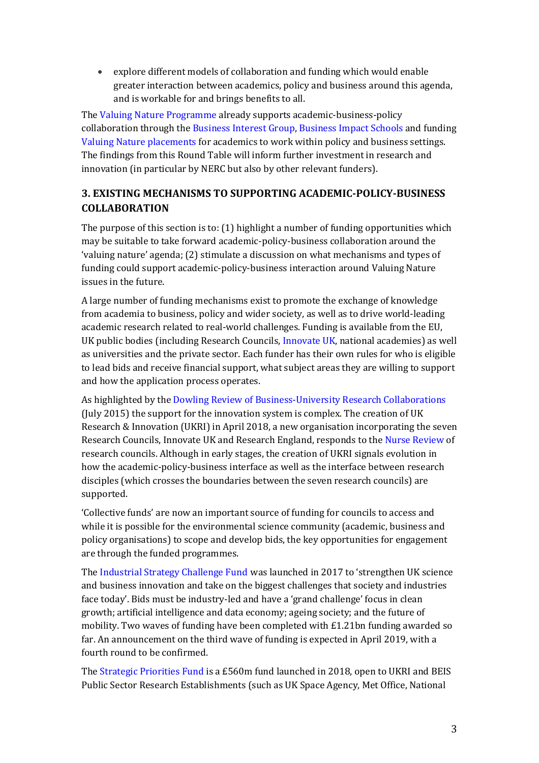- explore different models of collaboration and funding which would enable greater interaction between academics, policy and business around this agenda, and is workable for and brings benefits to all.

The Valuing Nature Programme already supports academic-business-policy collaboration through the Business Interest Group, Business Impact Schools and funding Valuing Nature placements for academics to work within policy and business settings. The findings from this Round Table will inform further investment in research and innovation (in particular by NERC but also by other relevant funders).

## 3. EXISTING MECHANISMS TO SUPPORTING ACADEMIC-POLICY-BUSINESS COLLABORATION

The purpose of this section is to: (1) highlight a number of funding opportunities which may be suitable to take forward academic-policy-business collaboration around the 'valuing nature' agenda; (2) stimulate a discussion on what mechanisms and types of funding could support academic-policy-business interaction around Valuing Nature issues in the future.

A large number of funding mechanisms exist to promote the exchange of knowledge from academia to business, policy and wider society, as well as to drive world-leading academic research related to real-world challenges. Funding is available from the EU, UK public bodies (including Research Councils, Innovate UK, national academies) as well as universities and the private sector. Each funder has their own rules for who is eligible to lead bids and receive financial support, what subject areas they are willing to support and how the application process operates.

As highlighted by the Dowling Review of Business-University Research Collaborations (July 2015) the support for the innovation system is complex. The creation of UK Research & Innovation (UKRI) in April 2018, a new organisation incorporating the seven Research Councils, Innovate UK and Research England, responds to the Nurse Review of research councils. Although in early stages, the creation of UKRI signals evolution in how the academic-policy-business interface as well as the interface between research disciples (which crosses the boundaries between the seven research councils) are supported.

'Collective funds' are now an important source of funding for councils to access and while it is possible for the environmental science community (academic, business and policy organisations) to scope and develop bids, the key opportunities for engagement are through the funded programmes.

The Industrial Strategy Challenge Fund was launched in 2017 to 'strengthen UK science and business innovation and take on the biggest challenges that society and industries face today'. Bids must be industry-led and have a 'grand challenge' focus in clean growth; artificial intelligence and data economy; ageing society; and the future of mobility. Two waves of funding have been completed with £1.21bn funding awarded so far. An announcement on the third wave of funding is expected in April 2019, with a fourth round to be confirmed.

The Strategic Priorities Fund is a £560m fund launched in 2018, open to UKRI and BEIS Public Sector Research Establishments (such as UK Space Agency, Met Office, National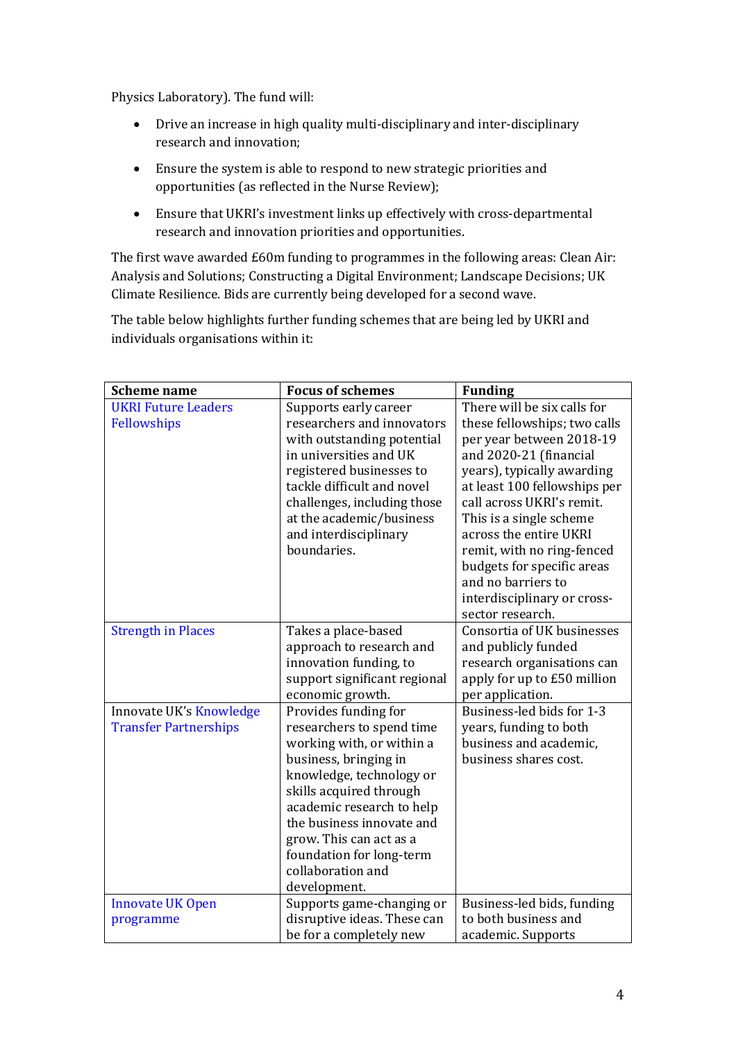Physics Laboratory). The fund will:

- Drive an increase in high quality multi-disciplinary and inter-disciplinary research and innovation;
- Ensure the system is able to respond to new strategic priorities and opportunities (as reflected in the Nurse Review);
- Ensure that UKRI's investment links up effectively with cross-departmental research and innovation priorities and opportunities.

The first wave awarded £60m funding to programmes in the following areas: Clean Air: Analysis and Solutions; Constructing a Digital Environment; Landscape Decisions; UK Climate Resilience. Bids are currently being developed for a second wave.

The table below highlights further funding schemes that are being led by UKRI and individuals organisations within it:

| Scheme name | Focus of schemes | Funding |
|---|---|---|
| UKRI Future Leaders Fellowships | Supports early career researchers and innovators with outstanding potential in universities and UK registered businesses to tackle difficult and novel challenges, including those at the academic/business and interdisciplinary boundaries. | There will be six calls for these fellowships; two calls per year between 2018-19 and 2020-21 (financial years), typically awarding at least 100 fellowships per call across UKRI's remit. This is a single scheme across the entire UKRI remit, with no ring-fenced budgets for specific areas and no barriers to interdisciplinary or cross-sector research. |
| Strength in Places | Takes a place-based approach to research and innovation funding, to support significant regional economic growth. | Consortia of UK businesses and publicly funded research organisations can apply for up to £50 million per application. |
| Innovate UK's Knowledge Transfer Partnerships | Provides funding for researchers to spend time working with, or within a business, bringing in knowledge, technology or skills acquired through academic research to help the business innovate and grow. This can act as a foundation for long-term collaboration and development. | Business-led bids for 1-3 years, funding to both business and academic, business shares cost. |
| Innovate UK Open programme | Supports game-changing or disruptive ideas. These can be for a completely new | Business-led bids, funding to both business and academic. Supports |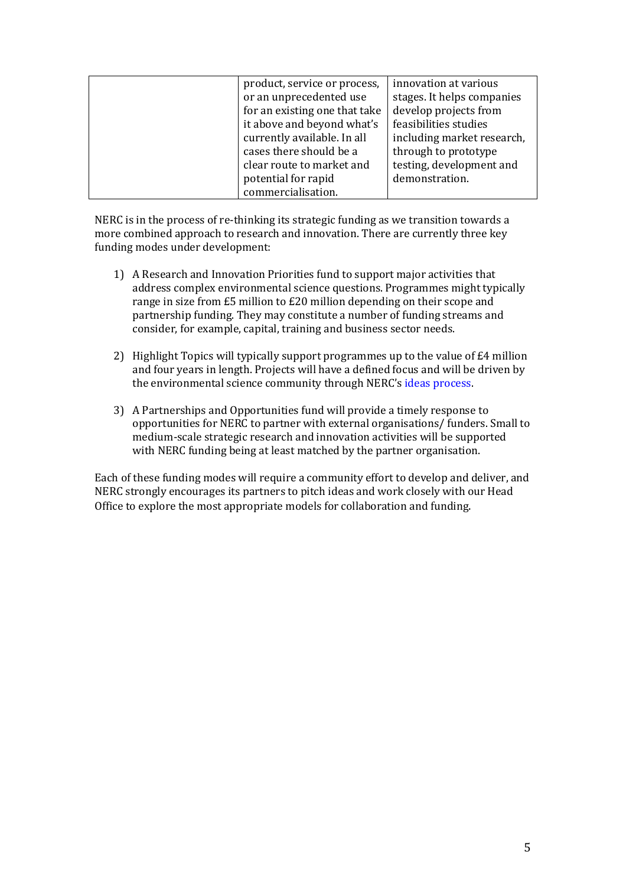| | | |
|---|---|---|
| | product, service or process, or an unprecedented use for an existing one that take it above and beyond what's currently available. In all cases there should be a clear route to market and potential for rapid commercialisation. | innovation at various stages. It helps companies develop projects from feasibilities studies including market research, through to prototype testing, development and demonstration. |

NERC is in the process of re-thinking its strategic funding as we transition towards a more combined approach to research and innovation. There are currently three key funding modes under development:

1) A Research and Innovation Priorities fund to support major activities that address complex environmental science questions. Programmes might typically range in size from £5 million to £20 million depending on their scope and partnership funding. They may constitute a number of funding streams and consider, for example, capital, training and business sector needs.

2) Highlight Topics will typically support programmes up to the value of £4 million and four years in length. Projects will have a defined focus and will be driven by the environmental science community through NERC's ideas process.

3) A Partnerships and Opportunities fund will provide a timely response to opportunities for NERC to partner with external organisations/ funders. Small to medium-scale strategic research and innovation activities will be supported with NERC funding being at least matched by the partner organisation.

Each of these funding modes will require a community effort to develop and deliver, and NERC strongly encourages its partners to pitch ideas and work closely with our Head Office to explore the most appropriate models for collaboration and funding.